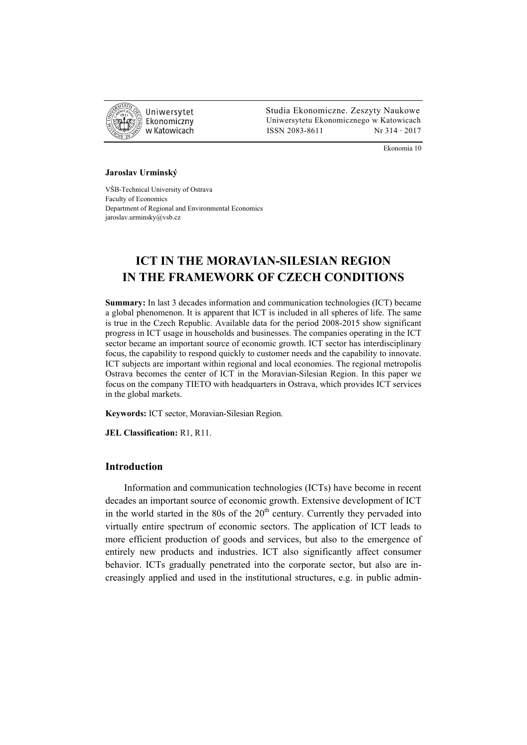Jaroslav Urminský

VŠB-Technical University of Ostrava
Faculty of Economics
Department of Regional and Environmental Economics
jaroslav.urminsky@vsb.cz

# ICT IN THE MORAVIAN-SILESIAN REGION IN THE FRAMEWORK OF CZECH CONDITIONS

**Summary:** In last 3 decades information and communication technologies (ICT) became a global phenomenon. It is apparent that ICT is included in all spheres of life. The same is true in the Czech Republic. Available data for the period 2008-2015 show significant progress in ICT usage in households and businesses. The companies operating in the ICT sector became an important source of economic growth. ICT sector has interdisciplinary focus, the capability to respond quickly to customer needs and the capability to innovate. ICT subjects are important within regional and local economies. The regional metropolis Ostrava becomes the center of ICT in the Moravian-Silesian Region. In this paper we focus on the company TIETO with headquarters in Ostrava, which provides ICT services in the global markets.

**Keywords:** ICT sector, Moravian-Silesian Region.

**JEL Classification:** R1, R11.

## Introduction

Information and communication technologies (ICTs) have become in recent decades an important source of economic growth. Extensive development of ICT in the world started in the 80s of the 20th century. Currently they pervaded into virtually entire spectrum of economic sectors. The application of ICT leads to more efficient production of goods and services, but also to the emergence of entirely new products and industries. ICT also significantly affect consumer behavior. ICTs gradually penetrated into the corporate sector, but also are increasingly applied and used in the institutional structures, e.g. in public admin-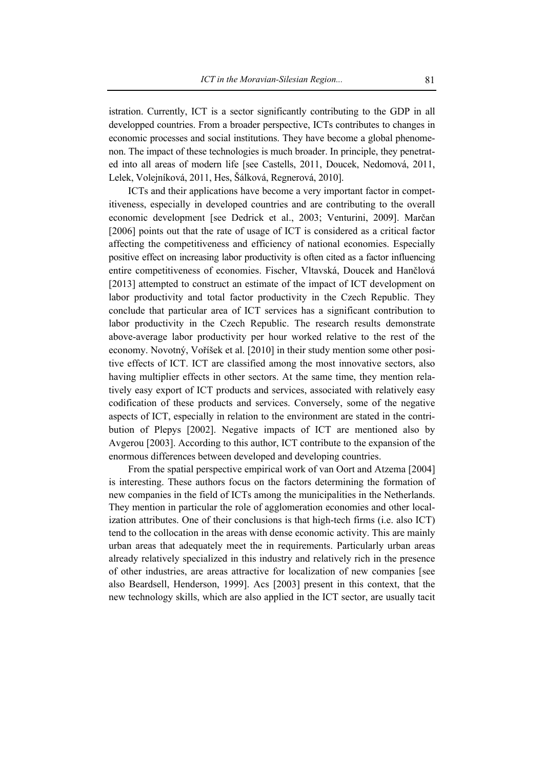istration. Currently, ICT is a sector significantly contributing to the GDP in all developped countries. From a broader perspective, ICTs contributes to changes in economic processes and social institutions. They have become a global phenomenon. The impact of these technologies is much broader. In principle, they penetrated into all areas of modern life [see Castells, 2011, Doucek, Nedomová, 2011, Lelek, Volejníková, 2011, Hes, Šálková, Regnerová, 2010].

ICTs and their applications have become a very important factor in competitiveness, especially in developed countries and are contributing to the overall economic development [see Dedrick et al., 2003; Venturini, 2009]. Marčan [2006] points out that the rate of usage of ICT is considered as a critical factor affecting the competitiveness and efficiency of national economies. Especially positive effect on increasing labor productivity is often cited as a factor influencing entire competitiveness of economies. Fischer, Vltavská, Doucek and Hančlová [2013] attempted to construct an estimate of the impact of ICT development on labor productivity and total factor productivity in the Czech Republic. They conclude that particular area of ICT services has a significant contribution to labor productivity in the Czech Republic. The research results demonstrate above-average labor productivity per hour worked relative to the rest of the economy. Novotný, Voříšek et al. [2010] in their study mention some other positive effects of ICT. ICT are classified among the most innovative sectors, also having multiplier effects in other sectors. At the same time, they mention relatively easy export of ICT products and services, associated with relatively easy codification of these products and services. Conversely, some of the negative aspects of ICT, especially in relation to the environment are stated in the contribution of Plepys [2002]. Negative impacts of ICT are mentioned also by Avgerou [2003]. According to this author, ICT contribute to the expansion of the enormous differences between developed and developing countries.

From the spatial perspective empirical work of van Oort and Atzema [2004] is interesting. These authors focus on the factors determining the formation of new companies in the field of ICTs among the municipalities in the Netherlands. They mention in particular the role of agglomeration economies and other localization attributes. One of their conclusions is that high-tech firms (i.e. also ICT) tend to the collocation in the areas with dense economic activity. This are mainly urban areas that adequately meet the in requirements. Particularly urban areas already relatively specialized in this industry and relatively rich in the presence of other industries, are areas attractive for localization of new companies [see also Beardsell, Henderson, 1999]. Acs [2003] present in this context, that the new technology skills, which are also applied in the ICT sector, are usually tacit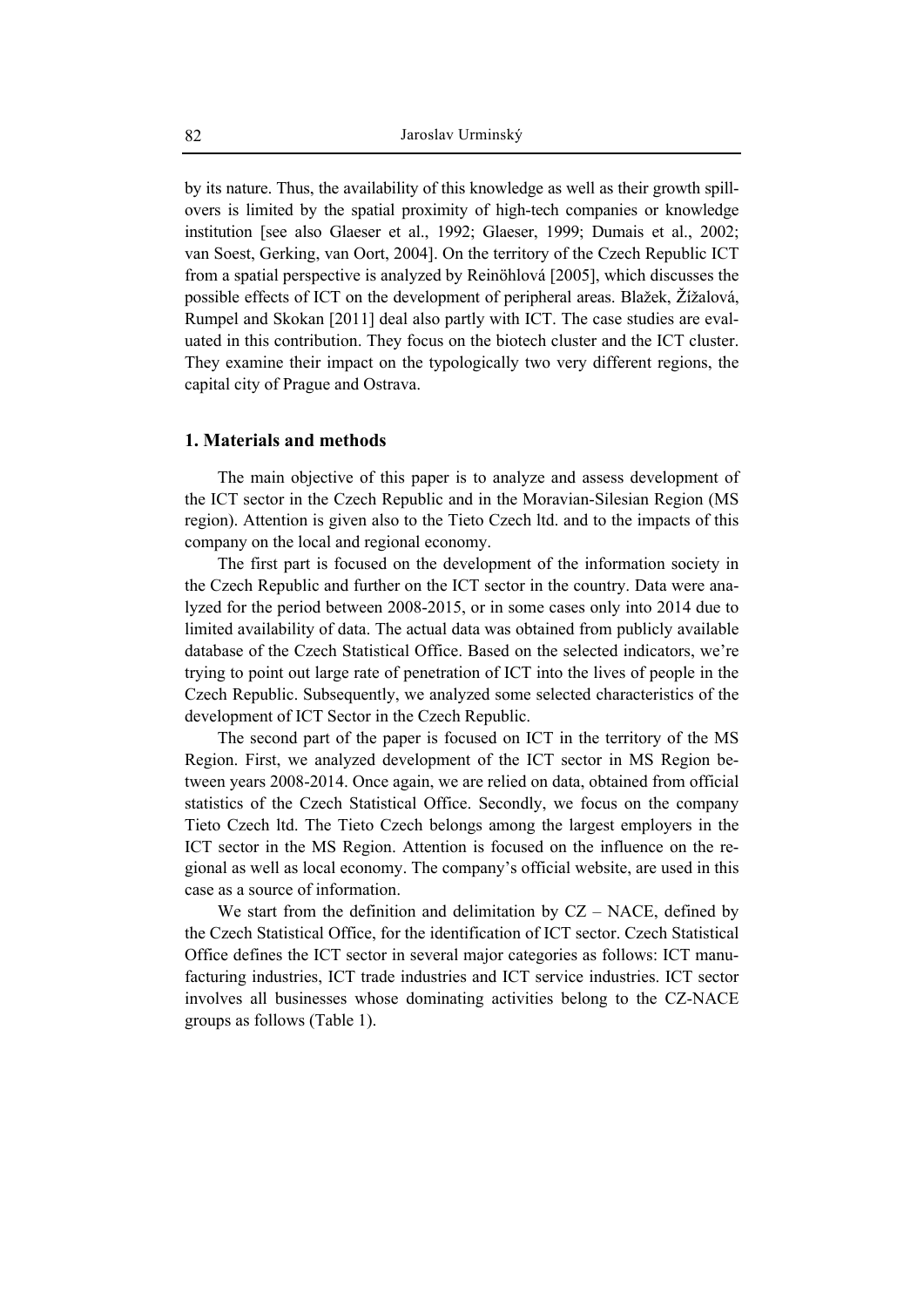by its nature. Thus, the availability of this knowledge as well as their growth spill-overs is limited by the spatial proximity of high-tech companies or knowledge institution [see also Glaeser et al., 1992; Glaeser, 1999; Dumais et al., 2002; van Soest, Gerking, van Oort, 2004]. On the territory of the Czech Republic ICT from a spatial perspective is analyzed by Reinöhlová [2005], which discusses the possible effects of ICT on the development of peripheral areas. Blažek, Žížalová, Rumpel and Skokan [2011] deal also partly with ICT. The case studies are evaluated in this contribution. They focus on the biotech cluster and the ICT cluster. They examine their impact on the typologically two very different regions, the capital city of Prague and Ostrava.

## 1. Materials and methods

The main objective of this paper is to analyze and assess development of the ICT sector in the Czech Republic and in the Moravian-Silesian Region (MS region). Attention is given also to the Tieto Czech ltd. and to the impacts of this company on the local and regional economy.

The first part is focused on the development of the information society in the Czech Republic and further on the ICT sector in the country. Data were analyzed for the period between 2008-2015, or in some cases only into 2014 due to limited availability of data. The actual data was obtained from publicly available database of the Czech Statistical Office. Based on the selected indicators, we're trying to point out large rate of penetration of ICT into the lives of people in the Czech Republic. Subsequently, we analyzed some selected characteristics of the development of ICT Sector in the Czech Republic.

The second part of the paper is focused on ICT in the territory of the MS Region. First, we analyzed development of the ICT sector in MS Region between years 2008-2014. Once again, we are relied on data, obtained from official statistics of the Czech Statistical Office. Secondly, we focus on the company Tieto Czech ltd. The Tieto Czech belongs among the largest employers in the ICT sector in the MS Region. Attention is focused on the influence on the regional as well as local economy. The company's official website, are used in this case as a source of information.

We start from the definition and delimitation by CZ – NACE, defined by the Czech Statistical Office, for the identification of ICT sector. Czech Statistical Office defines the ICT sector in several major categories as follows: ICT manufacturing industries, ICT trade industries and ICT service industries. ICT sector involves all businesses whose dominating activities belong to the CZ-NACE groups as follows (Table 1).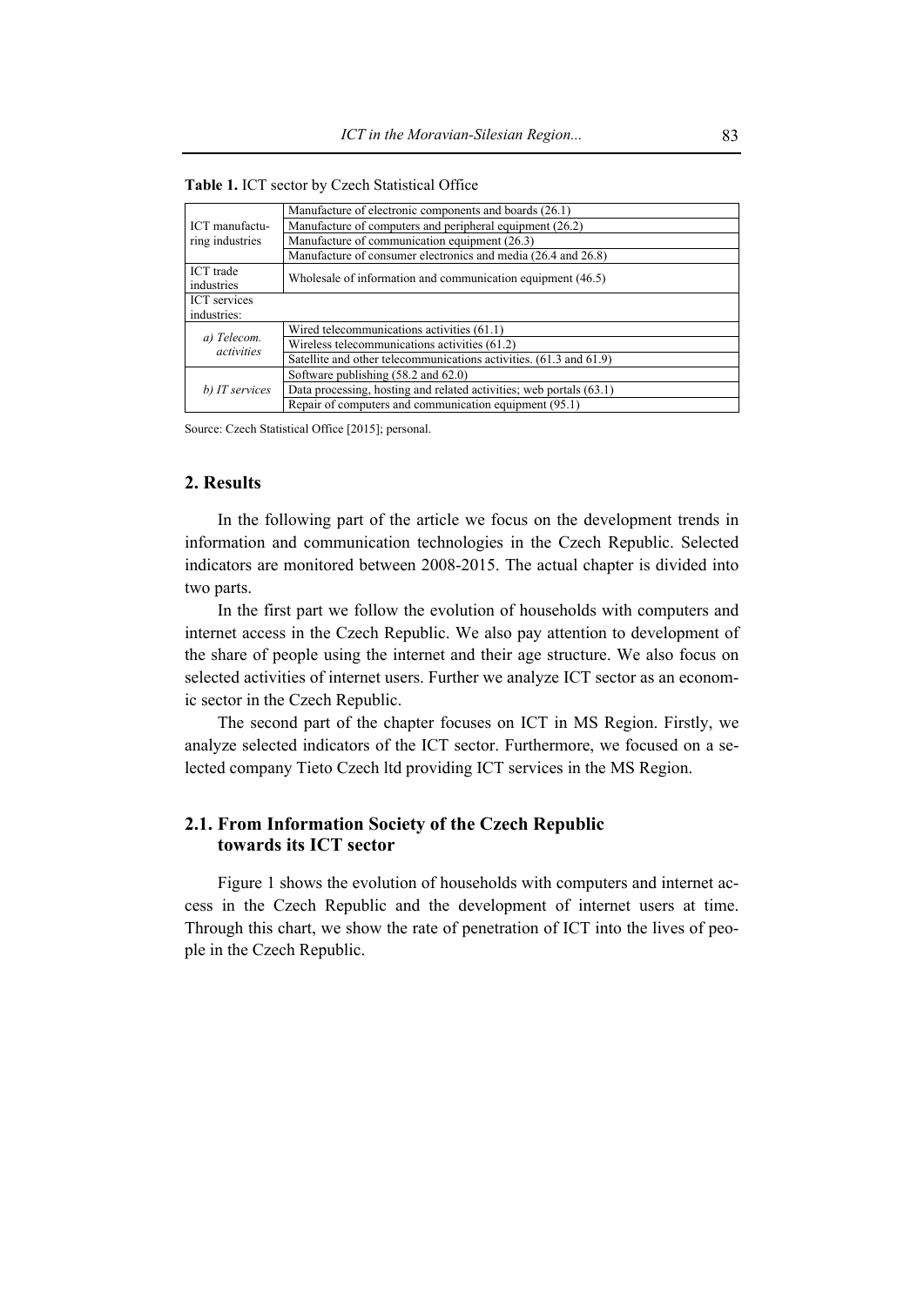**Table 1.** ICT sector by Czech Statistical Office

| | |
|---|---|
| ICT manufacturing industries | Manufacture of electronic components and boards (26.1) |
| | Manufacture of computers and peripheral equipment (26.2) |
| | Manufacture of communication equipment (26.3) |
| | Manufacture of consumer electronics and media (26.4 and 26.8) |
| ICT trade industries | Wholesale of information and communication equipment (46.5) |
| ICT services industries: | |
| *a) Telecom. activities* | Wired telecommunications activities (61.1) |
| | Wireless telecommunications activities (61.2) |
| | Satellite and other telecommunications activities. (61.3 and 61.9) |
| *b) IT services* | Software publishing (58.2 and 62.0) |
| | Data processing, hosting and related activities; web portals (63.1) |
| | Repair of computers and communication equipment (95.1) |

Source: Czech Statistical Office [2015]; personal.

## 2. Results

In the following part of the article we focus on the development trends in information and communication technologies in the Czech Republic. Selected indicators are monitored between 2008-2015. The actual chapter is divided into two parts.

In the first part we follow the evolution of households with computers and internet access in the Czech Republic. We also pay attention to development of the share of people using the internet and their age structure. We also focus on selected activities of internet users. Further we analyze ICT sector as an economic sector in the Czech Republic.

The second part of the chapter focuses on ICT in MS Region. Firstly, we analyze selected indicators of the ICT sector. Furthermore, we focused on a selected company Tieto Czech ltd providing ICT services in the MS Region.

### 2.1. From Information Society of the Czech Republic towards its ICT sector

Figure 1 shows the evolution of households with computers and internet access in the Czech Republic and the development of internet users at time. Through this chart, we show the rate of penetration of ICT into the lives of people in the Czech Republic.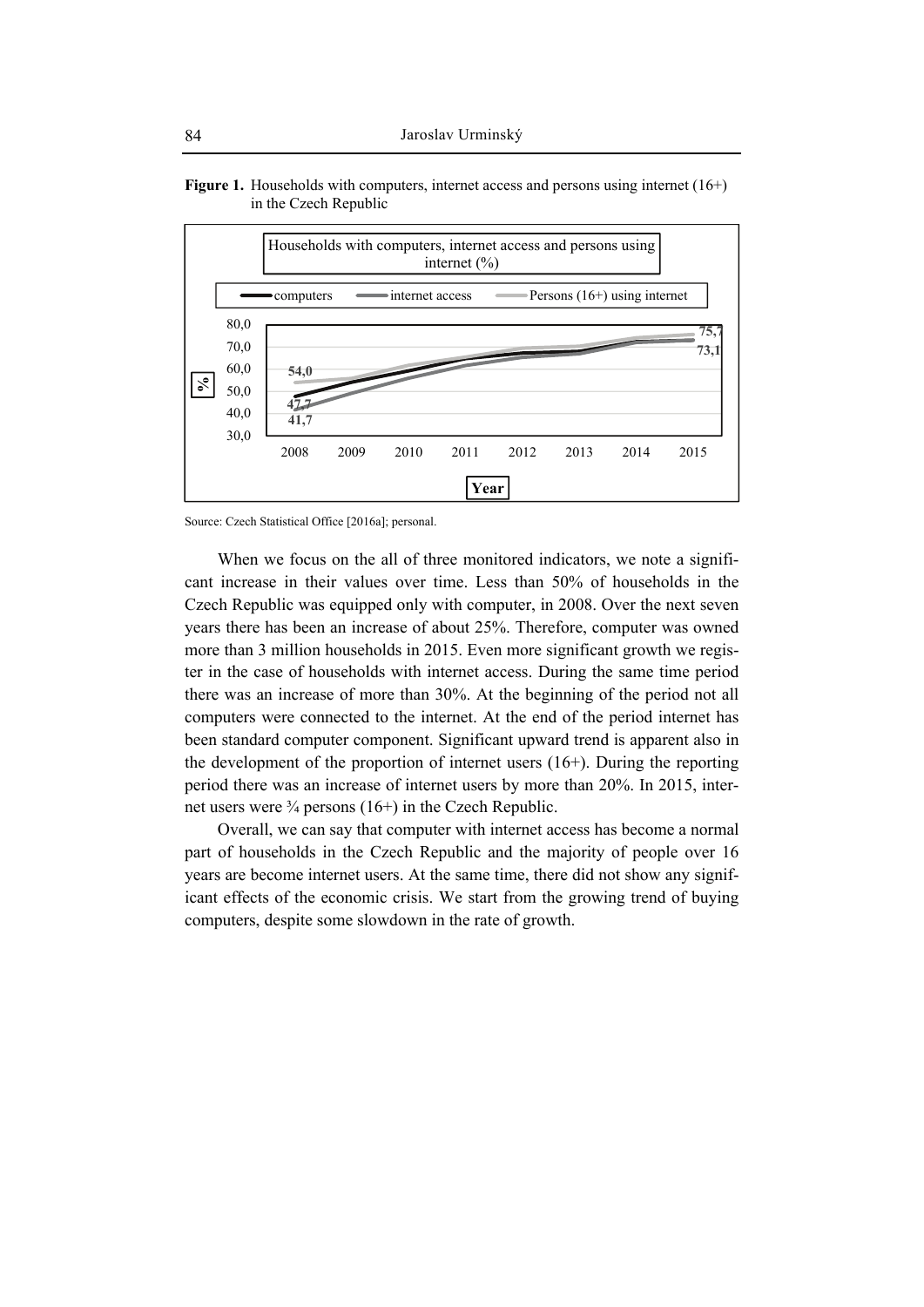**Figure 1.** Households with computers, internet access and persons using internet (16+) in the Czech Republic

Source: Czech Statistical Office [2016a]; personal.

When we focus on the all of three monitored indicators, we note a significant increase in their values over time. Less than 50% of households in the Czech Republic was equipped only with computer, in 2008. Over the next seven years there has been an increase of about 25%. Therefore, computer was owned more than 3 million households in 2015. Even more significant growth we register in the case of households with internet access. During the same time period there was an increase of more than 30%. At the beginning of the period not all computers were connected to the internet. At the end of the period internet has been standard computer component. Significant upward trend is apparent also in the development of the proportion of internet users (16+). During the reporting period there was an increase of internet users by more than 20%. In 2015, internet users were ¾ persons (16+) in the Czech Republic.

Overall, we can say that computer with internet access has become a normal part of households in the Czech Republic and the majority of people over 16 years are become internet users. At the same time, there did not show any significant effects of the economic crisis. We start from the growing trend of buying computers, despite some slowdown in the rate of growth.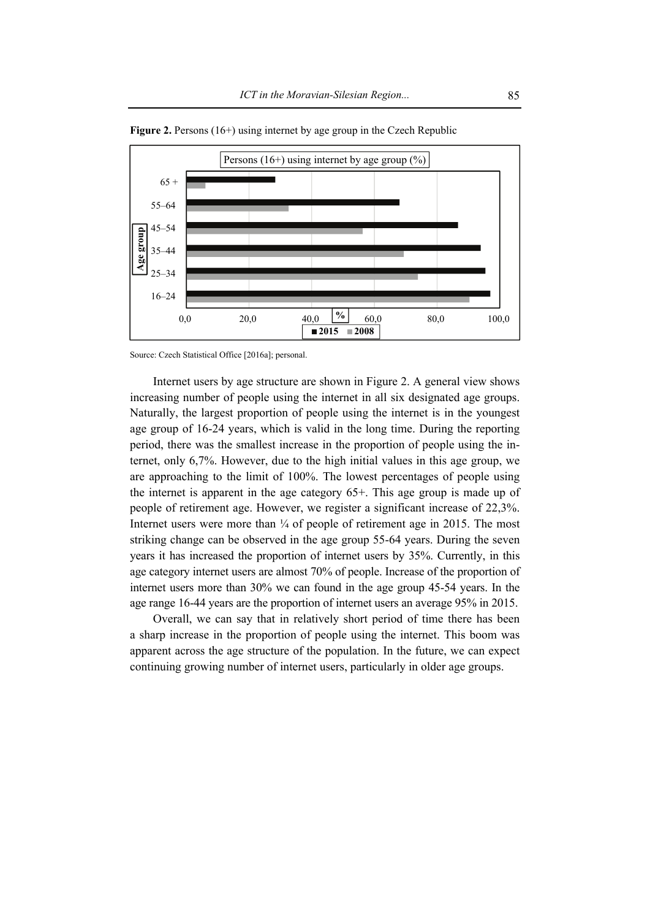**Figure 2.** Persons (16+) using internet by age group in the Czech Republic

Source: Czech Statistical Office [2016a]; personal.

Internet users by age structure are shown in Figure 2. A general view shows increasing number of people using the internet in all six designated age groups. Naturally, the largest proportion of people using the internet is in the youngest age group of 16-24 years, which is valid in the long time. During the reporting period, there was the smallest increase in the proportion of people using the internet, only 6,7%. However, due to the high initial values in this age group, we are approaching to the limit of 100%. The lowest percentages of people using the internet is apparent in the age category 65+. This age group is made up of people of retirement age. However, we register a significant increase of 22,3%. Internet users were more than ¼ of people of retirement age in 2015. The most striking change can be observed in the age group 55-64 years. During the seven years it has increased the proportion of internet users by 35%. Currently, in this age category internet users are almost 70% of people. Increase of the proportion of internet users more than 30% we can found in the age group 45-54 years. In the age range 16-44 years are the proportion of internet users an average 95% in 2015.

Overall, we can say that in relatively short period of time there has been a sharp increase in the proportion of people using the internet. This boom was apparent across the age structure of the population. In the future, we can expect continuing growing number of internet users, particularly in older age groups.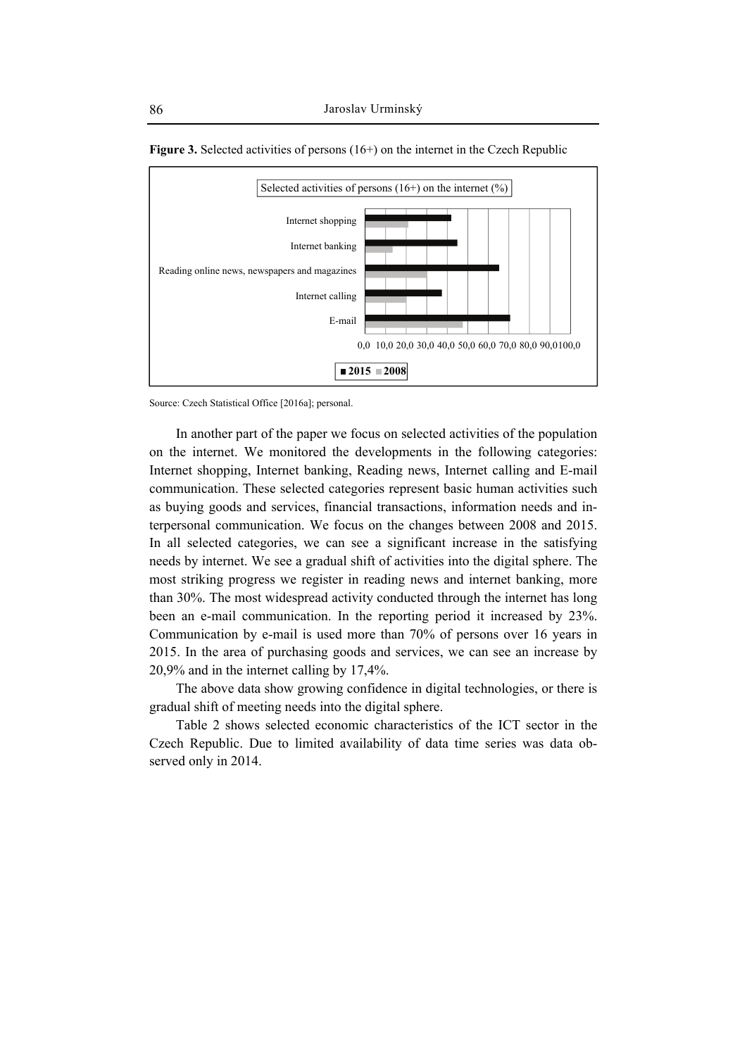**Figure 3.** Selected activities of persons (16+) on the internet in the Czech Republic

Source: Czech Statistical Office [2016a]; personal.

In another part of the paper we focus on selected activities of the population on the internet. We monitored the developments in the following categories: Internet shopping, Internet banking, Reading news, Internet calling and E-mail communication. These selected categories represent basic human activities such as buying goods and services, financial transactions, information needs and interpersonal communication. We focus on the changes between 2008 and 2015. In all selected categories, we can see a significant increase in the satisfying needs by internet. We see a gradual shift of activities into the digital sphere. The most striking progress we register in reading news and internet banking, more than 30%. The most widespread activity conducted through the internet has long been an e-mail communication. In the reporting period it increased by 23%. Communication by e-mail is used more than 70% of persons over 16 years in 2015. In the area of purchasing goods and services, we can see an increase by 20,9% and in the internet calling by 17,4%.

The above data show growing confidence in digital technologies, or there is gradual shift of meeting needs into the digital sphere.

Table 2 shows selected economic characteristics of the ICT sector in the Czech Republic. Due to limited availability of data time series was data observed only in 2014.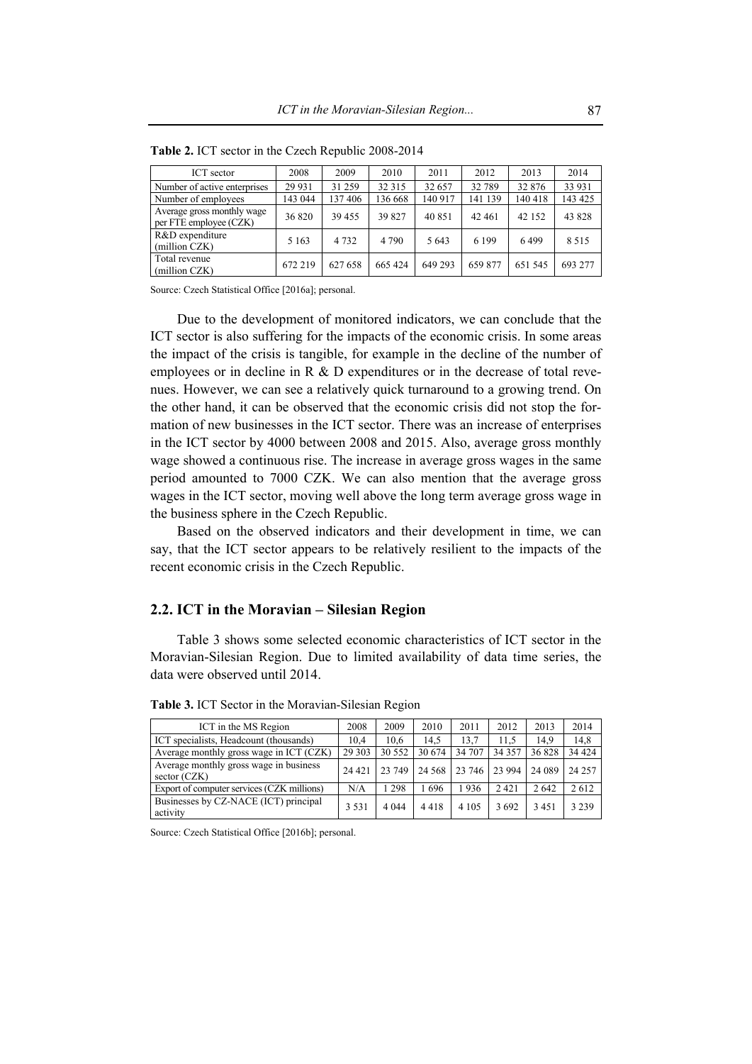**Table 2.** ICT sector in the Czech Republic 2008-2014

| ICT sector | 2008 | 2009 | 2010 | 2011 | 2012 | 2013 | 2014 |
|---|---|---|---|---|---|---|---|
| Number of active enterprises | 29 931 | 31 259 | 32 315 | 32 657 | 32 789 | 32 876 | 33 931 |
| Number of employees | 143 044 | 137 406 | 136 668 | 140 917 | 141 139 | 140 418 | 143 425 |
| Average gross monthly wage per FTE employee (CZK) | 36 820 | 39 455 | 39 827 | 40 851 | 42 461 | 42 152 | 43 828 |
| R&D expenditure (million CZK) | 5 163 | 4 732 | 4 790 | 5 643 | 6 199 | 6 499 | 8 515 |
| Total revenue (million CZK) | 672 219 | 627 658 | 665 424 | 649 293 | 659 877 | 651 545 | 693 277 |

Source: Czech Statistical Office [2016a]; personal.

Due to the development of monitored indicators, we can conclude that the ICT sector is also suffering for the impacts of the economic crisis. In some areas the impact of the crisis is tangible, for example in the decline of the number of employees or in decline in R & D expenditures or in the decrease of total revenues. However, we can see a relatively quick turnaround to a growing trend. On the other hand, it can be observed that the economic crisis did not stop the formation of new businesses in the ICT sector. There was an increase of enterprises in the ICT sector by 4000 between 2008 and 2015. Also, average gross monthly wage showed a continuous rise. The increase in average gross wages in the same period amounted to 7000 CZK. We can also mention that the average gross wages in the ICT sector, moving well above the long term average gross wage in the business sphere in the Czech Republic.

Based on the observed indicators and their development in time, we can say, that the ICT sector appears to be relatively resilient to the impacts of the recent economic crisis in the Czech Republic.

## 2.2. ICT in the Moravian – Silesian Region

Table 3 shows some selected economic characteristics of ICT sector in the Moravian-Silesian Region. Due to limited availability of data time series, the data were observed until 2014.

**Table 3.** ICT Sector in the Moravian-Silesian Region

| ICT in the MS Region | 2008 | 2009 | 2010 | 2011 | 2012 | 2013 | 2014 |
|---|---|---|---|---|---|---|---|
| ICT specialists, Headcount (thousands) | 10,4 | 10,6 | 14,5 | 13,7 | 11,5 | 14,9 | 14,8 |
| Average monthly gross wage in ICT (CZK) | 29 303 | 30 552 | 30 674 | 34 707 | 34 357 | 36 828 | 34 424 |
| Average monthly gross wage in business sector (CZK) | 24 421 | 23 749 | 24 568 | 23 746 | 23 994 | 24 089 | 24 257 |
| Export of computer services (CZK millions) | N/A | 1 298 | 1 696 | 1 936 | 2 421 | 2 642 | 2 612 |
| Businesses by CZ-NACE (ICT) principal activity | 3 531 | 4 044 | 4 418 | 4 105 | 3 692 | 3 451 | 3 239 |

Source: Czech Statistical Office [2016b]; personal.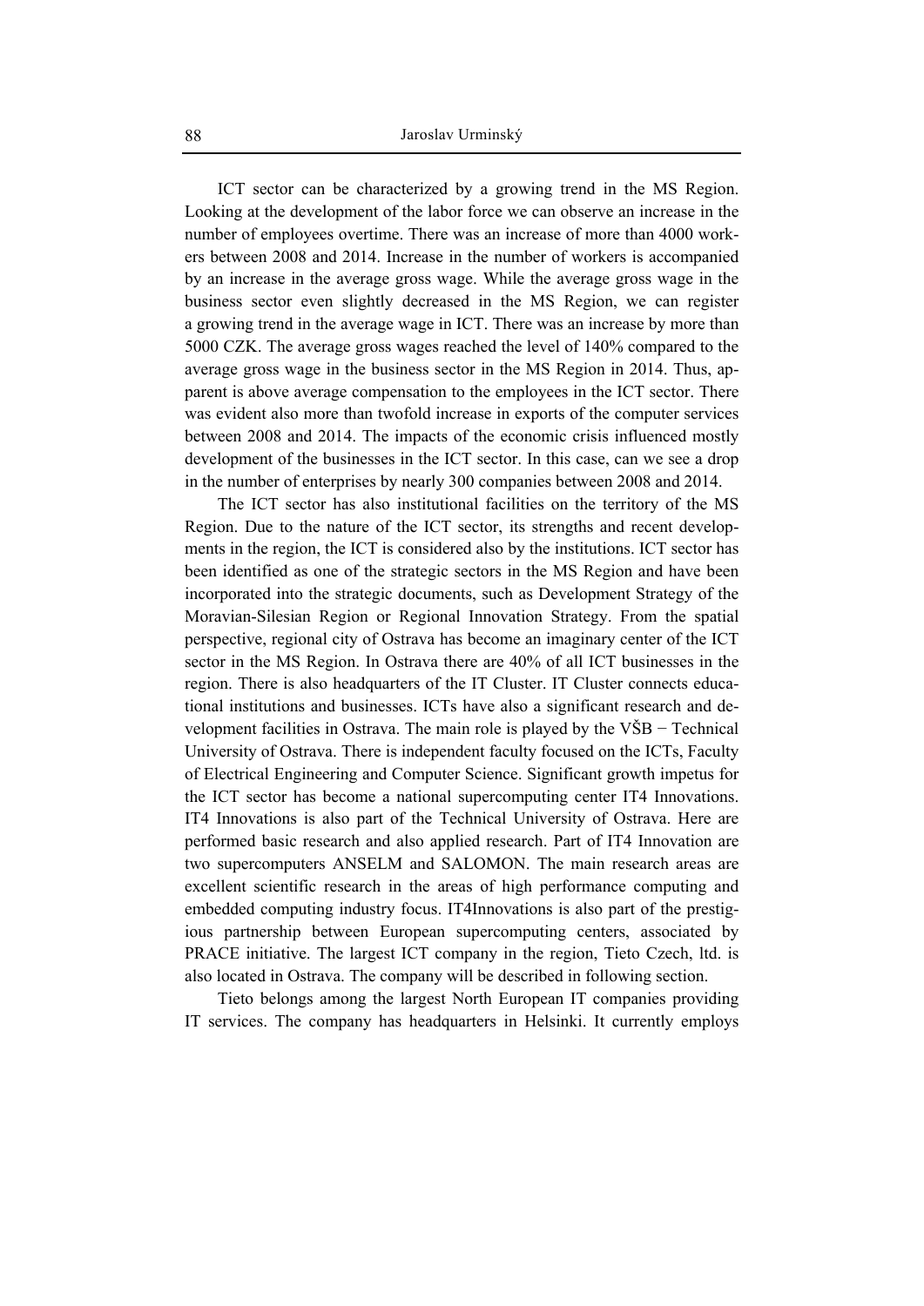ICT sector can be characterized by a growing trend in the MS Region. Looking at the development of the labor force we can observe an increase in the number of employees overtime. There was an increase of more than 4000 workers between 2008 and 2014. Increase in the number of workers is accompanied by an increase in the average gross wage. While the average gross wage in the business sector even slightly decreased in the MS Region, we can register a growing trend in the average wage in ICT. There was an increase by more than 5000 CZK. The average gross wages reached the level of 140% compared to the average gross wage in the business sector in the MS Region in 2014. Thus, apparent is above average compensation to the employees in the ICT sector. There was evident also more than twofold increase in exports of the computer services between 2008 and 2014. The impacts of the economic crisis influenced mostly development of the businesses in the ICT sector. In this case, can we see a drop in the number of enterprises by nearly 300 companies between 2008 and 2014.

The ICT sector has also institutional facilities on the territory of the MS Region. Due to the nature of the ICT sector, its strengths and recent developments in the region, the ICT is considered also by the institutions. ICT sector has been identified as one of the strategic sectors in the MS Region and have been incorporated into the strategic documents, such as Development Strategy of the Moravian-Silesian Region or Regional Innovation Strategy. From the spatial perspective, regional city of Ostrava has become an imaginary center of the ICT sector in the MS Region. In Ostrava there are 40% of all ICT businesses in the region. There is also headquarters of the IT Cluster. IT Cluster connects educational institutions and businesses. ICTs have also a significant research and development facilities in Ostrava. The main role is played by the VŠB − Technical University of Ostrava. There is independent faculty focused on the ICTs, Faculty of Electrical Engineering and Computer Science. Significant growth impetus for the ICT sector has become a national supercomputing center IT4 Innovations. IT4 Innovations is also part of the Technical University of Ostrava. Here are performed basic research and also applied research. Part of IT4 Innovation are two supercomputers ANSELM and SALOMON. The main research areas are excellent scientific research in the areas of high performance computing and embedded computing industry focus. IT4Innovations is also part of the prestigious partnership between European supercomputing centers, associated by PRACE initiative. The largest ICT company in the region, Tieto Czech, ltd. is also located in Ostrava. The company will be described in following section.

Tieto belongs among the largest North European IT companies providing IT services. The company has headquarters in Helsinki. It currently employs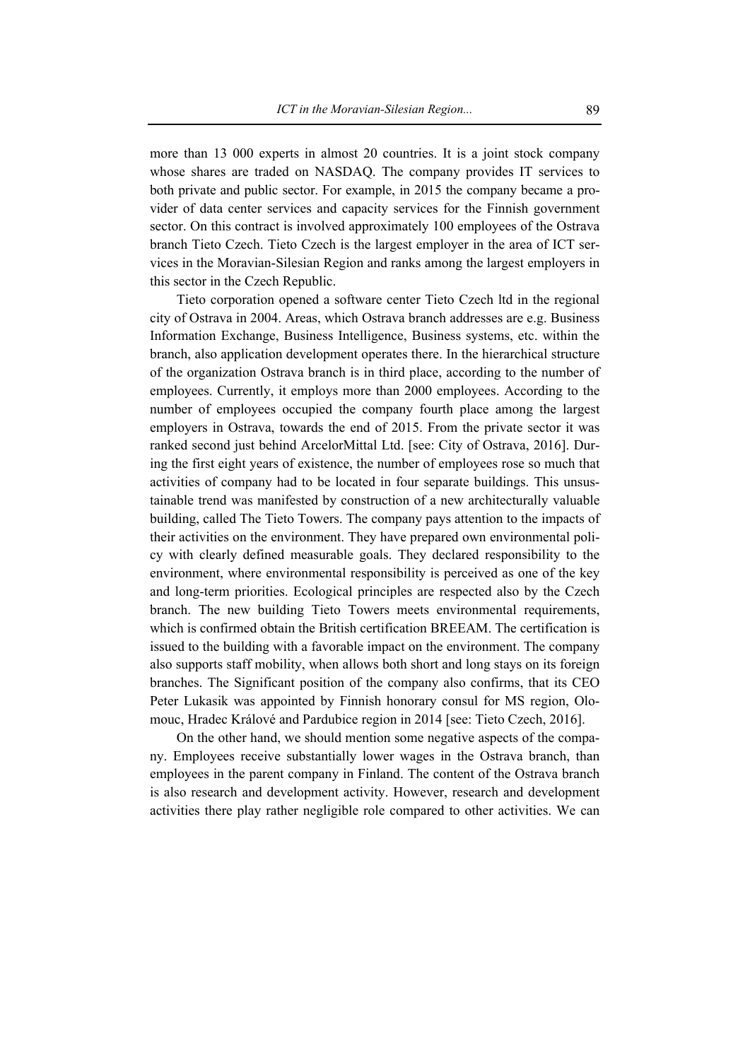more than 13 000 experts in almost 20 countries. It is a joint stock company whose shares are traded on NASDAQ. The company provides IT services to both private and public sector. For example, in 2015 the company became a provider of data center services and capacity services for the Finnish government sector. On this contract is involved approximately 100 employees of the Ostrava branch Tieto Czech. Tieto Czech is the largest employer in the area of ICT services in the Moravian-Silesian Region and ranks among the largest employers in this sector in the Czech Republic.

Tieto corporation opened a software center Tieto Czech ltd in the regional city of Ostrava in 2004. Areas, which Ostrava branch addresses are e.g. Business Information Exchange, Business Intelligence, Business systems, etc. within the branch, also application development operates there. In the hierarchical structure of the organization Ostrava branch is in third place, according to the number of employees. Currently, it employs more than 2000 employees. According to the number of employees occupied the company fourth place among the largest employers in Ostrava, towards the end of 2015. From the private sector it was ranked second just behind ArcelorMittal Ltd. [see: City of Ostrava, 2016]. During the first eight years of existence, the number of employees rose so much that activities of company had to be located in four separate buildings. This unsustainable trend was manifested by construction of a new architecturally valuable building, called The Tieto Towers. The company pays attention to the impacts of their activities on the environment. They have prepared own environmental policy with clearly defined measurable goals. They declared responsibility to the environment, where environmental responsibility is perceived as one of the key and long-term priorities. Ecological principles are respected also by the Czech branch. The new building Tieto Towers meets environmental requirements, which is confirmed obtain the British certification BREEAM. The certification is issued to the building with a favorable impact on the environment. The company also supports staff mobility, when allows both short and long stays on its foreign branches. The Significant position of the company also confirms, that its CEO Peter Lukasik was appointed by Finnish honorary consul for MS region, Olomouc, Hradec Králové and Pardubice region in 2014 [see: Tieto Czech, 2016].

On the other hand, we should mention some negative aspects of the company. Employees receive substantially lower wages in the Ostrava branch, than employees in the parent company in Finland. The content of the Ostrava branch is also research and development activity. However, research and development activities there play rather negligible role compared to other activities. We can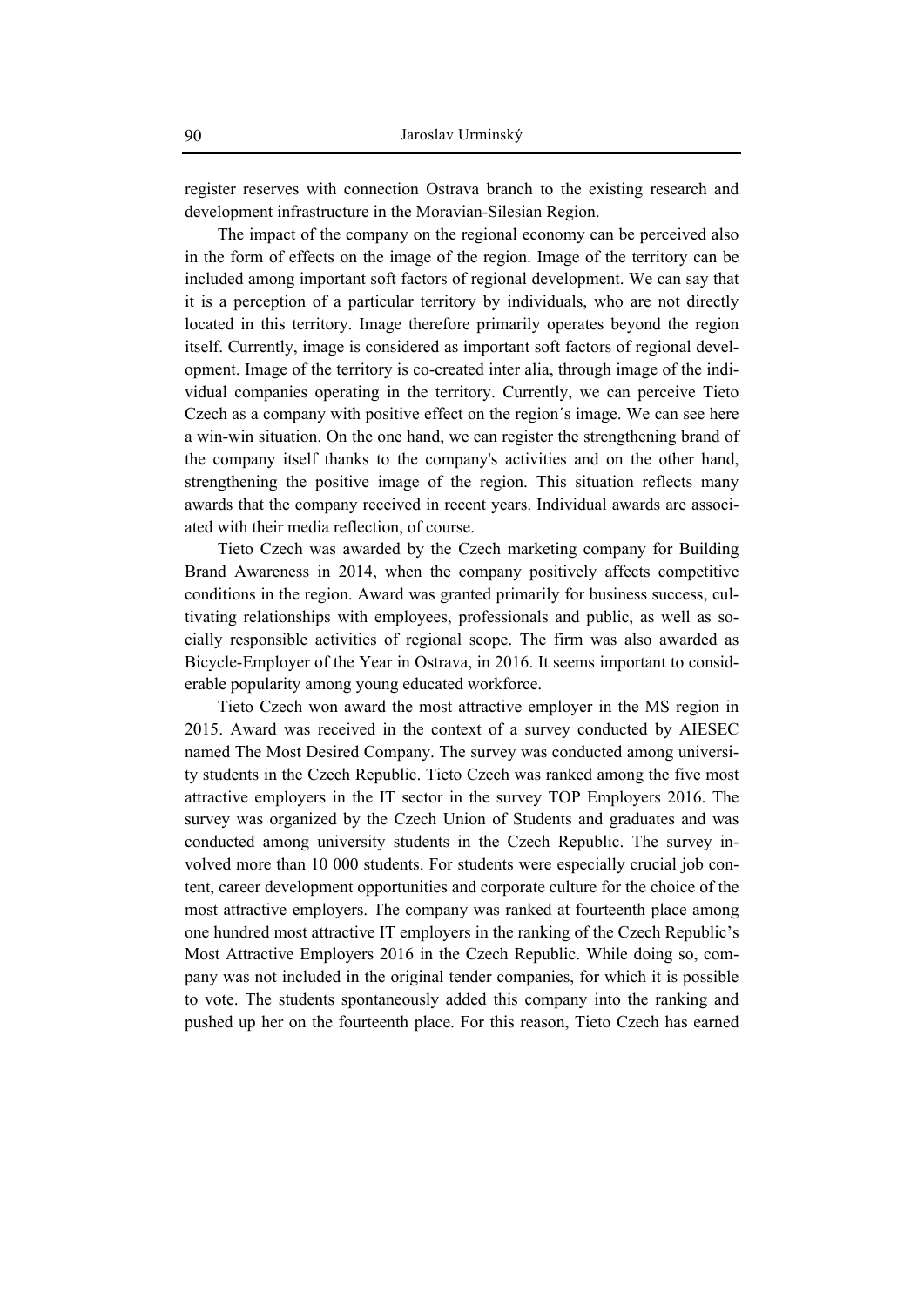register reserves with connection Ostrava branch to the existing research and development infrastructure in the Moravian-Silesian Region.

The impact of the company on the regional economy can be perceived also in the form of effects on the image of the region. Image of the territory can be included among important soft factors of regional development. We can say that it is a perception of a particular territory by individuals, who are not directly located in this territory. Image therefore primarily operates beyond the region itself. Currently, image is considered as important soft factors of regional development. Image of the territory is co-created inter alia, through image of the individual companies operating in the territory. Currently, we can perceive Tieto Czech as a company with positive effect on the region´s image. We can see here a win-win situation. On the one hand, we can register the strengthening brand of the company itself thanks to the company's activities and on the other hand, strengthening the positive image of the region. This situation reflects many awards that the company received in recent years. Individual awards are associated with their media reflection, of course.

Tieto Czech was awarded by the Czech marketing company for Building Brand Awareness in 2014, when the company positively affects competitive conditions in the region. Award was granted primarily for business success, cultivating relationships with employees, professionals and public, as well as socially responsible activities of regional scope. The firm was also awarded as Bicycle-Employer of the Year in Ostrava, in 2016. It seems important to considerable popularity among young educated workforce.

Tieto Czech won award the most attractive employer in the MS region in 2015. Award was received in the context of a survey conducted by AIESEC named The Most Desired Company. The survey was conducted among university students in the Czech Republic. Tieto Czech was ranked among the five most attractive employers in the IT sector in the survey TOP Employers 2016. The survey was organized by the Czech Union of Students and graduates and was conducted among university students in the Czech Republic. The survey involved more than 10 000 students. For students were especially crucial job content, career development opportunities and corporate culture for the choice of the most attractive employers. The company was ranked at fourteenth place among one hundred most attractive IT employers in the ranking of the Czech Republic's Most Attractive Employers 2016 in the Czech Republic. While doing so, company was not included in the original tender companies, for which it is possible to vote. The students spontaneously added this company into the ranking and pushed up her on the fourteenth place. For this reason, Tieto Czech has earned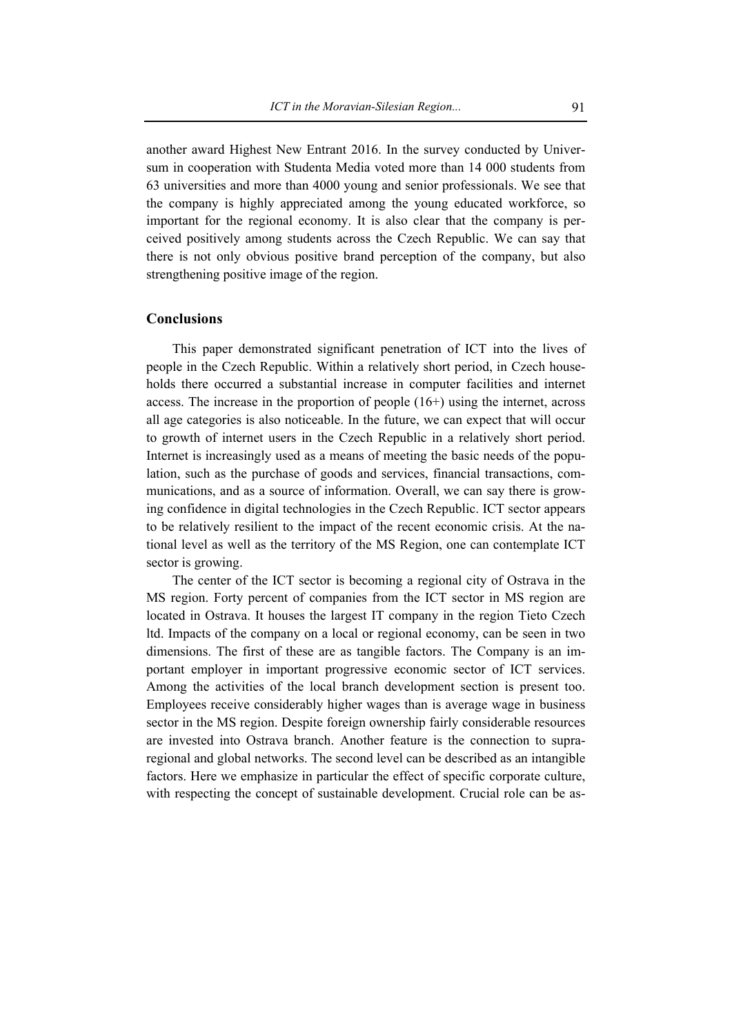another award Highest New Entrant 2016. In the survey conducted by Universum in cooperation with Studenta Media voted more than 14 000 students from 63 universities and more than 4000 young and senior professionals. We see that the company is highly appreciated among the young educated workforce, so important for the regional economy. It is also clear that the company is perceived positively among students across the Czech Republic. We can say that there is not only obvious positive brand perception of the company, but also strengthening positive image of the region.

## Conclusions

This paper demonstrated significant penetration of ICT into the lives of people in the Czech Republic. Within a relatively short period, in Czech households there occurred a substantial increase in computer facilities and internet access. The increase in the proportion of people (16+) using the internet, across all age categories is also noticeable. In the future, we can expect that will occur to growth of internet users in the Czech Republic in a relatively short period. Internet is increasingly used as a means of meeting the basic needs of the population, such as the purchase of goods and services, financial transactions, communications, and as a source of information. Overall, we can say there is growing confidence in digital technologies in the Czech Republic. ICT sector appears to be relatively resilient to the impact of the recent economic crisis. At the national level as well as the territory of the MS Region, one can contemplate ICT sector is growing.

The center of the ICT sector is becoming a regional city of Ostrava in the MS region. Forty percent of companies from the ICT sector in MS region are located in Ostrava. It houses the largest IT company in the region Tieto Czech ltd. Impacts of the company on a local or regional economy, can be seen in two dimensions. The first of these are as tangible factors. The Company is an important employer in important progressive economic sector of ICT services. Among the activities of the local branch development section is present too. Employees receive considerably higher wages than is average wage in business sector in the MS region. Despite foreign ownership fairly considerable resources are invested into Ostrava branch. Another feature is the connection to supra-regional and global networks. The second level can be described as an intangible factors. Here we emphasize in particular the effect of specific corporate culture, with respecting the concept of sustainable development. Crucial role can be as-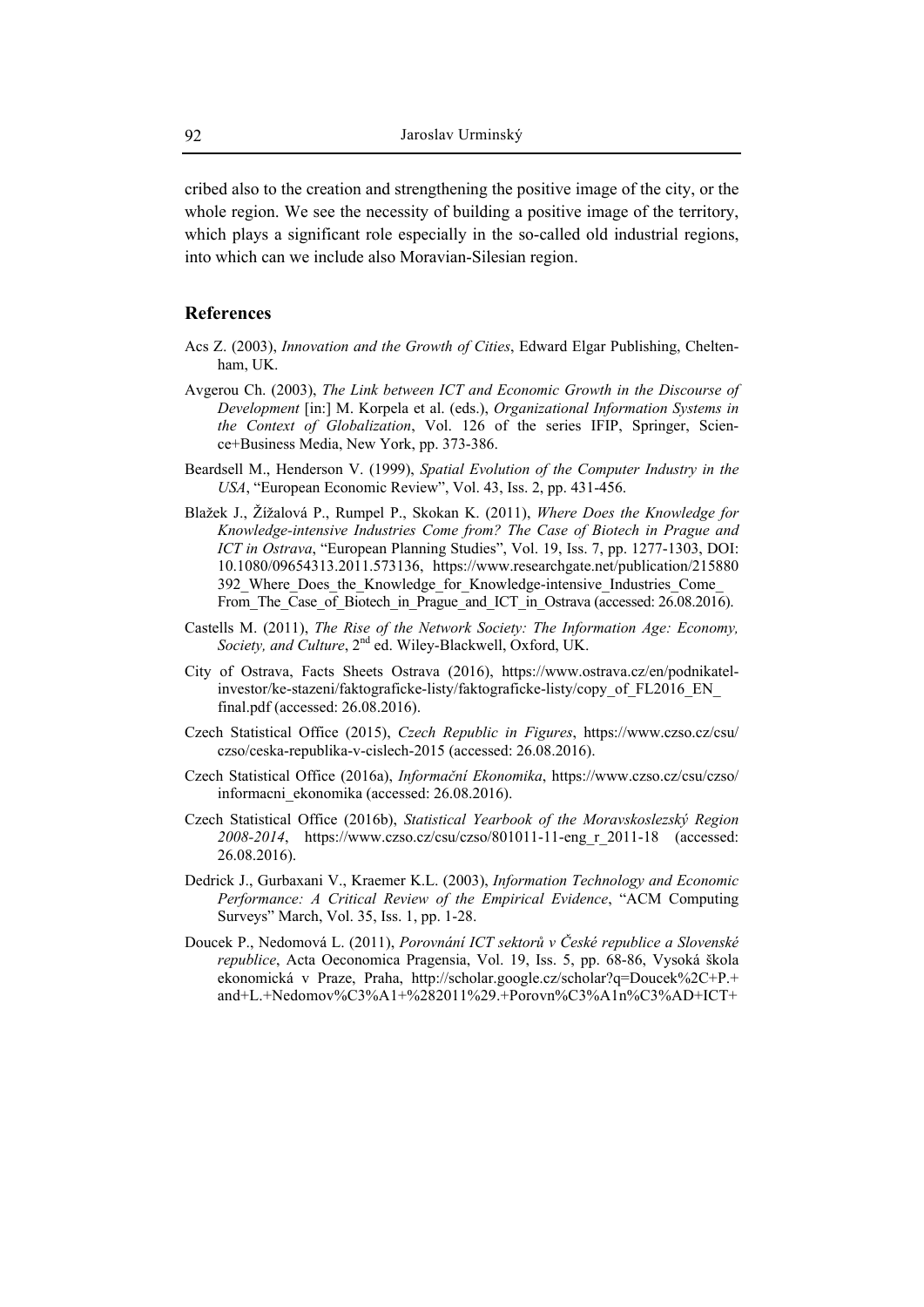cribed also to the creation and strengthening the positive image of the city, or the whole region. We see the necessity of building a positive image of the territory, which plays a significant role especially in the so-called old industrial regions, into which can we include also Moravian-Silesian region.

## References

Acs Z. (2003), *Innovation and the Growth of Cities*, Edward Elgar Publishing, Cheltenham, UK.

Avgerou Ch. (2003), *The Link between ICT and Economic Growth in the Discourse of Development* [in:] M. Korpela et al. (eds.), *Organizational Information Systems in the Context of Globalization*, Vol. 126 of the series IFIP, Springer, Science+Business Media, New York, pp. 373-386.

Beardsell M., Henderson V. (1999), *Spatial Evolution of the Computer Industry in the USA*, "European Economic Review", Vol. 43, Iss. 2, pp. 431-456.

Blažek J., Žížalová P., Rumpel P., Skokan K. (2011), *Where Does the Knowledge for Knowledge-intensive Industries Come from? The Case of Biotech in Prague and ICT in Ostrava*, "European Planning Studies", Vol. 19, Iss. 7, pp. 1277-1303, DOI: 10.1080/09654313.2011.573136, https://www.researchgate.net/publication/215880392_Where_Does_the_Knowledge_for_Knowledge-intensive_Industries_Come_From_The_Case_of_Biotech_in_Prague_and_ICT_in_Ostrava (accessed: 26.08.2016).

Castells M. (2011), *The Rise of the Network Society: The Information Age: Economy, Society, and Culture*, 2nd ed. Wiley-Blackwell, Oxford, UK.

City of Ostrava, Facts Sheets Ostrava (2016), https://www.ostrava.cz/en/podnikatel-investor/ke-stazeni/faktograficke-listy/faktograficke-listy/copy_of_FL2016_EN_final.pdf (accessed: 26.08.2016).

Czech Statistical Office (2015), *Czech Republic in Figures*, https://www.czso.cz/csu/czso/ceska-republika-v-cislech-2015 (accessed: 26.08.2016).

Czech Statistical Office (2016a), *Informační Ekonomika*, https://www.czso.cz/csu/czso/informacni_ekonomika (accessed: 26.08.2016).

Czech Statistical Office (2016b), *Statistical Yearbook of the Moravskoslezský Region 2008-2014*, https://www.czso.cz/csu/czso/801011-11-eng_r_2011-18 (accessed: 26.08.2016).

Dedrick J., Gurbaxani V., Kraemer K.L. (2003), *Information Technology and Economic Performance: A Critical Review of the Empirical Evidence*, "ACM Computing Surveys" March, Vol. 35, Iss. 1, pp. 1-28.

Doucek P., Nedomová L. (2011), *Porovnání ICT sektorů v České republice a Slovenské republice*, Acta Oeconomica Pragensia, Vol. 19, Iss. 5, pp. 68-86, Vysoká škola ekonomická v Praze, Praha, http://scholar.google.cz/scholar?q=Doucek%2C+P.+and+L.+Nedomov%C3%A1+%282011%29.+Porovn%C3%A1n%C3%AD+ICT+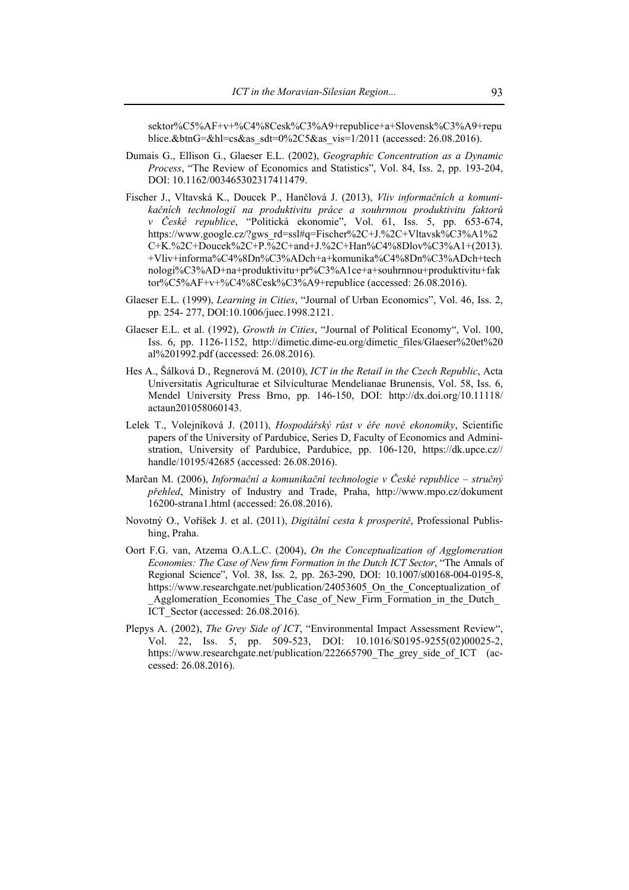sektor%C5%AF+v+%C4%8Cesk%C3%A9+republice+a+Slovensk%C3%A9+republice.&btnG=&hl=cs&as_sdt=0%2C5&as_vis=1/2011 (accessed: 26.08.2016).

Dumais G., Ellison G., Glaeser E.L. (2002), *Geographic Concentration as a Dynamic Process*, "The Review of Economics and Statistics", Vol. 84, Iss. 2, pp. 193-204, DOI: 10.1162/003465302317411479.

Fischer J., Vltavská K., Doucek P., Hančlová J. (2013), *Vliv informačních a komunikačních technologií na produktivitu práce a souhrnnou produktivitu faktorů v České republice*, "Politická ekonomie", Vol. 61, Iss. 5, pp. 653-674, https://www.google.cz/?gws_rd=ssl#q=Fischer%2C+J.%2C+Vltavsk%C3%A1%2C+K.%2C+Doucek%2C+P.%2C+and+J.%2C+Han%C4%8Dlov%C3%A1+(2013).+Vliv+informa%C4%8Dn%C3%ADch+a+komunika%C4%8Dn%C3%ADch+technologi%C3%AD+na+produktivitu+pr%C3%A1ce+a+souhrnnou+produktivitu+faktor%C5%AF+v+%C4%8Cesk%C3%A9+republice (accessed: 26.08.2016).

Glaeser E.L. (1999), *Learning in Cities*, "Journal of Urban Economics", Vol. 46, Iss. 2, pp. 254- 277, DOI:10.1006/juec.1998.2121.

Glaeser E.L. et al. (1992), *Growth in Cities*, "Journal of Political Economy", Vol. 100, Iss. 6, pp. 1126-1152, http://dimetic.dime-eu.org/dimetic_files/Glaeser%20et%20al%201992.pdf (accessed: 26.08.2016).

Hes A., Šálková D., Regnerová M. (2010), *ICT in the Retail in the Czech Republic*, Acta Universitatis Agriculturae et Silviculturae Mendelianae Brunensis, Vol. 58, Iss. 6, Mendel University Press Brno, pp. 146-150, DOI: http://dx.doi.org/10.11118/actaun201058060143.

Lelek T., Volejníková J. (2011), *Hospodářský růst v éře nové ekonomiky*, Scientific papers of the University of Pardubice, Series D, Faculty of Economics and Administration, University of Pardubice, Pardubice, pp. 106-120, https://dk.upce.cz//handle/10195/42685 (accessed: 26.08.2016).

Marčan M. (2006), *Informační a komunikační technologie v České republice – stručný přehled*, Ministry of Industry and Trade, Praha, http://www.mpo.cz/dokument16200-strana1.html (accessed: 26.08.2016).

Novotný O., Voříšek J. et al. (2011), *Digitální cesta k prosperitě*, Professional Publishing, Praha.

Oort F.G. van, Atzema O.A.L.C. (2004), *On the Conceptualization of Agglomeration Economies: The Case of New firm Formation in the Dutch ICT Sector*, "The Annals of Regional Science", Vol. 38, Iss. 2, pp. 263-290, DOI: 10.1007/s00168-004-0195-8, https://www.researchgate.net/publication/24053605_On_the_Conceptualization_of_Agglomeration_Economies_The_Case_of_New_Firm_Formation_in_the_Dutch_ICT_Sector (accessed: 26.08.2016).

Plepys A. (2002), *The Grey Side of ICT*, "Environmental Impact Assessment Review", Vol. 22, Iss. 5, pp. 509-523, DOI: 10.1016/S0195-9255(02)00025-2, https://www.researchgate.net/publication/222665790_The_grey_side_of_ICT (accessed: 26.08.2016).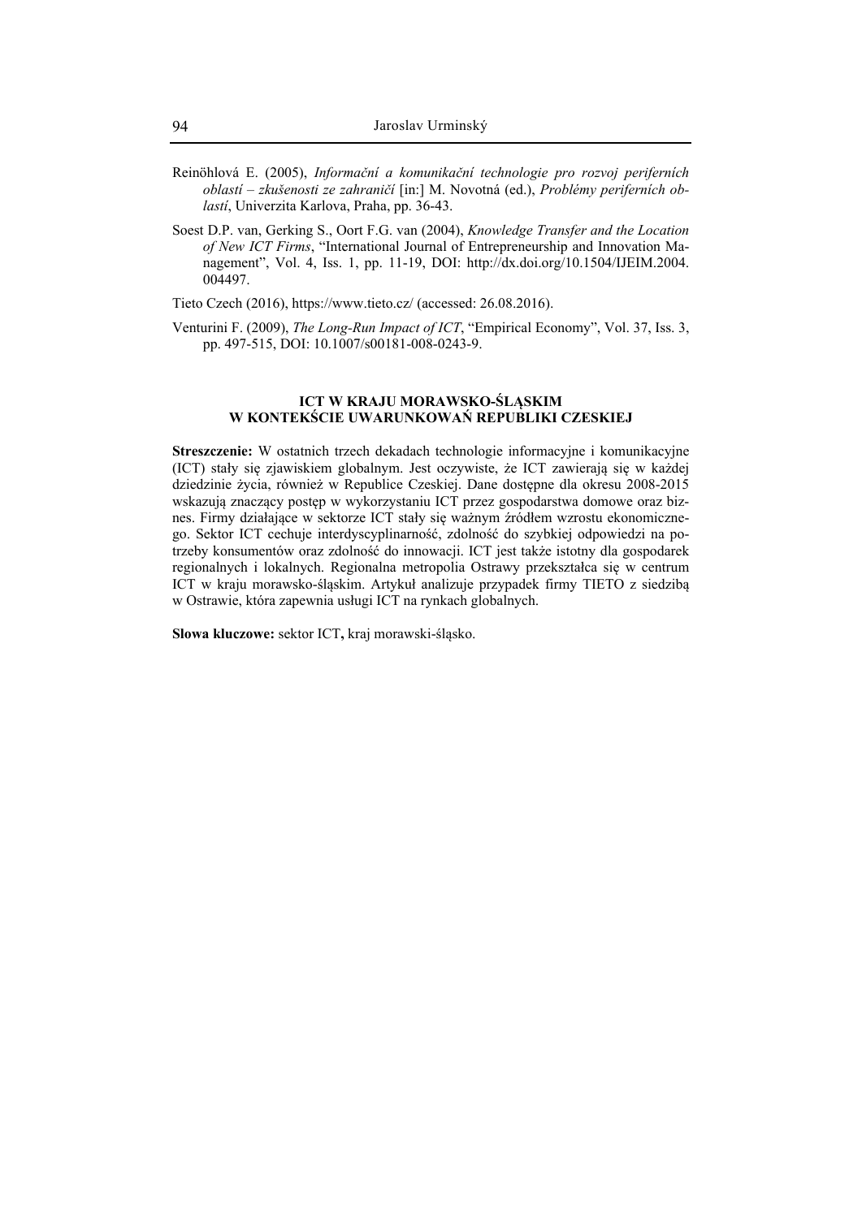Reinöhlová E. (2005), *Informační a komunikační technologie pro rozvoj periferních oblastí – zkušenosti ze zahraničí* [in:] M. Novotná (ed.), *Problémy periferních oblastí*, Univerzita Karlova, Praha, pp. 36-43.

Soest D.P. van, Gerking S., Oort F.G. van (2004), *Knowledge Transfer and the Location of New ICT Firms*, "International Journal of Entrepreneurship and Innovation Management", Vol. 4, Iss. 1, pp. 11-19, DOI: http://dx.doi.org/10.1504/IJEIM.2004.004497.

Tieto Czech (2016), https://www.tieto.cz/ (accessed: 26.08.2016).

Venturini F. (2009), *The Long-Run Impact of ICT*, "Empirical Economy", Vol. 37, Iss. 3, pp. 497-515, DOI: 10.1007/s00181-008-0243-9.

## ICT W KRAJU MORAWSKO-ŚLĄSKIM W KONTEKŚCIE UWARUNKOWAŃ REPUBLIKI CZESKIEJ

**Streszczenie:** W ostatnich trzech dekadach technologie informacyjne i komunikacyjne (ICT) stały się zjawiskiem globalnym. Jest oczywiste, że ICT zawierają się w każdej dziedzinie życia, również w Republice Czeskiej. Dane dostępne dla okresu 2008-2015 wskazują znaczący postęp w wykorzystaniu ICT przez gospodarstwa domowe oraz biznes. Firmy działające w sektorze ICT stały się ważnym źródłem wzrostu ekonomicznego. Sektor ICT cechuje interdyscyplinarność, zdolność do szybkiej odpowiedzi na potrzeby konsumentów oraz zdolność do innowacji. ICT jest także istotny dla gospodarek regionalnych i lokalnych. Regionalna metropolia Ostrawy przekształca się w centrum ICT w kraju morawsko-śląskim. Artykuł analizuje przypadek firmy TIETO z siedzibą w Ostrawie, która zapewnia usługi ICT na rynkach globalnych.

**Słowa kluczowe:** sektor ICT**,** kraj morawski-śląsko.